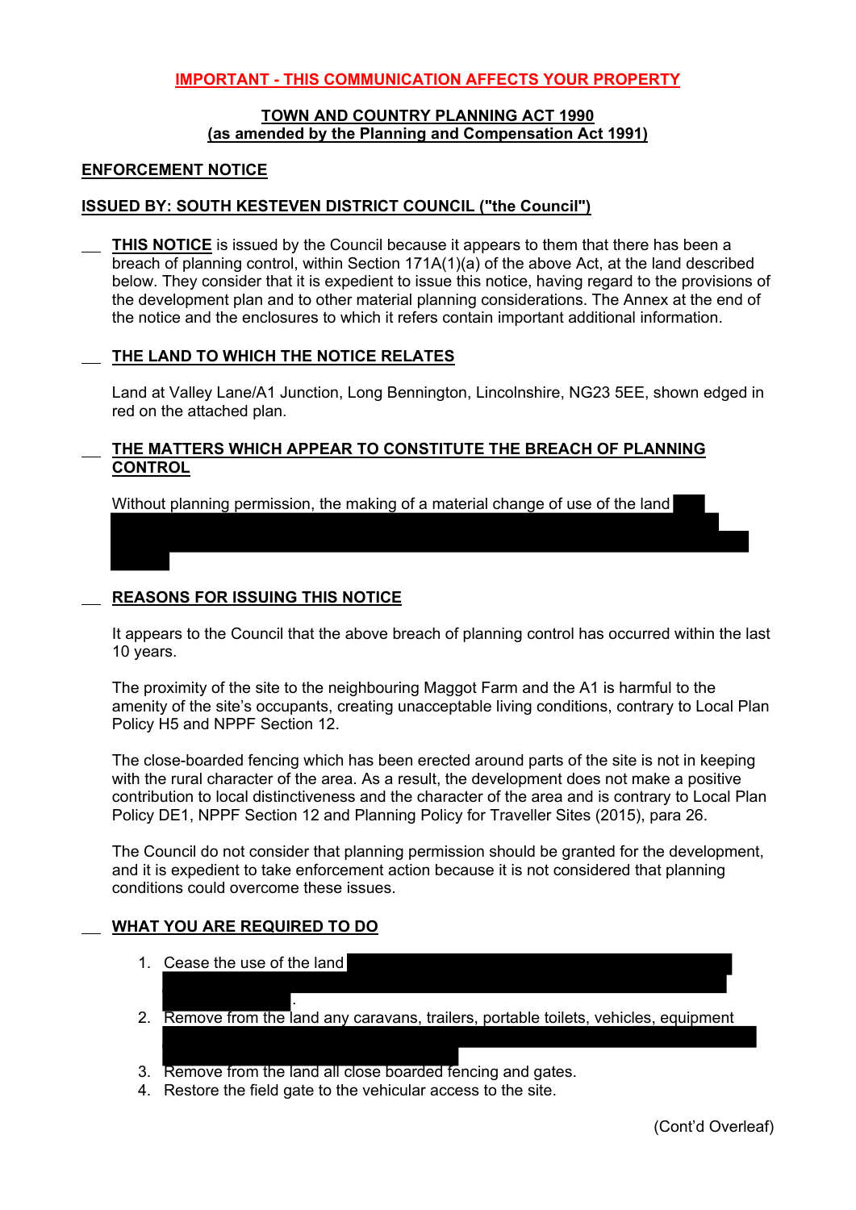**IMPORTANT - THIS COMMUNICATION AFFECTS YOUR PROPERTY**

**TOWN AND COUNTRY PLANNING ACT 1990**
**(as amended by the Planning and Compensation Act 1991)**

## ENFORCEMENT NOTICE

## ISSUED BY: SOUTH KESTEVEN DISTRICT COUNCIL ("the Council")

**THIS NOTICE** is issued by the Council because it appears to them that there has been a breach of planning control, within Section 171A(1)(a) of the above Act, at the land described below. They consider that it is expedient to issue this notice, having regard to the provisions of the development plan and to other material planning considerations. The Annex at the end of the notice and the enclosures to which it refers contain important additional information.

### THE LAND TO WHICH THE NOTICE RELATES

Land at Valley Lane/A1 Junction, Long Bennington, Lincolnshire, NG23 5EE, shown edged in red on the attached plan.

### THE MATTERS WHICH APPEAR TO CONSTITUTE THE BREACH OF PLANNING CONTROL

Without planning permission, the making of a material change of use of the land

### REASONS FOR ISSUING THIS NOTICE

It appears to the Council that the above breach of planning control has occurred within the last 10 years.

The proximity of the site to the neighbouring Maggot Farm and the A1 is harmful to the amenity of the site's occupants, creating unacceptable living conditions, contrary to Local Plan Policy H5 and NPPF Section 12.

The close-boarded fencing which has been erected around parts of the site is not in keeping with the rural character of the area. As a result, the development does not make a positive contribution to local distinctiveness and the character of the area and is contrary to Local Plan Policy DE1, NPPF Section 12 and Planning Policy for Traveller Sites (2015), para 26.

The Council do not consider that planning permission should be granted for the development, and it is expedient to take enforcement action because it is not considered that planning conditions could overcome these issues.

### WHAT YOU ARE REQUIRED TO DO

1. Cease the use of the land .
2. Remove from the land any caravans, trailers, portable toilets, vehicles, equipment
3. Remove from the land all close boarded fencing and gates.
4. Restore the field gate to the vehicular access to the site.

(Cont'd Overleaf)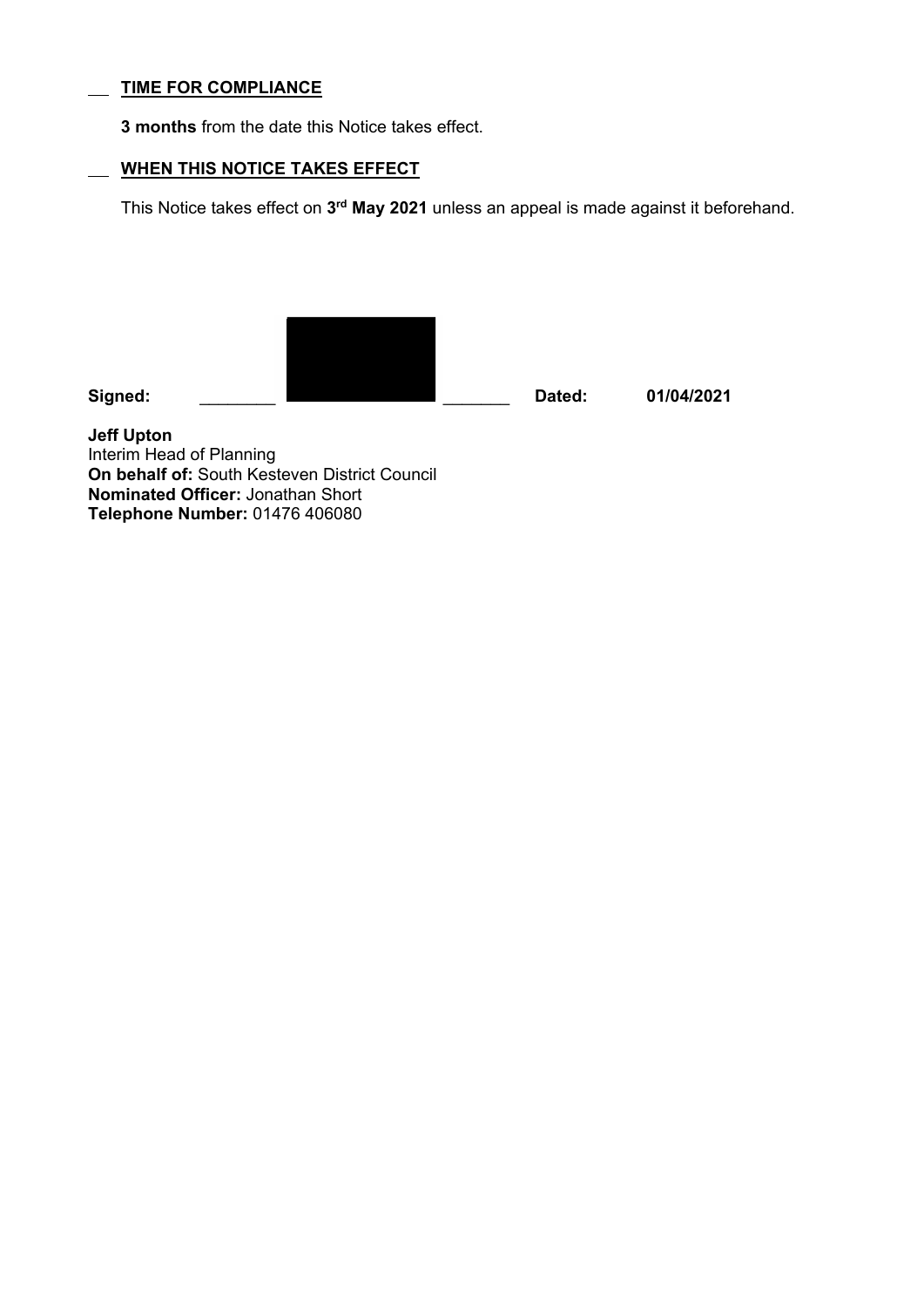## TIME FOR COMPLIANCE

**3 months** from the date this Notice takes effect.

## WHEN THIS NOTICE TAKES EFFECT

This Notice takes effect on **3rd May 2021** unless an appeal is made against it beforehand.

**Signed:** ________ ________ **Dated:** **01/04/2021**

**Jeff Upton**
Interim Head of Planning
**On behalf of:** South Kesteven District Council
**Nominated Officer:** Jonathan Short
**Telephone Number:** 01476 406080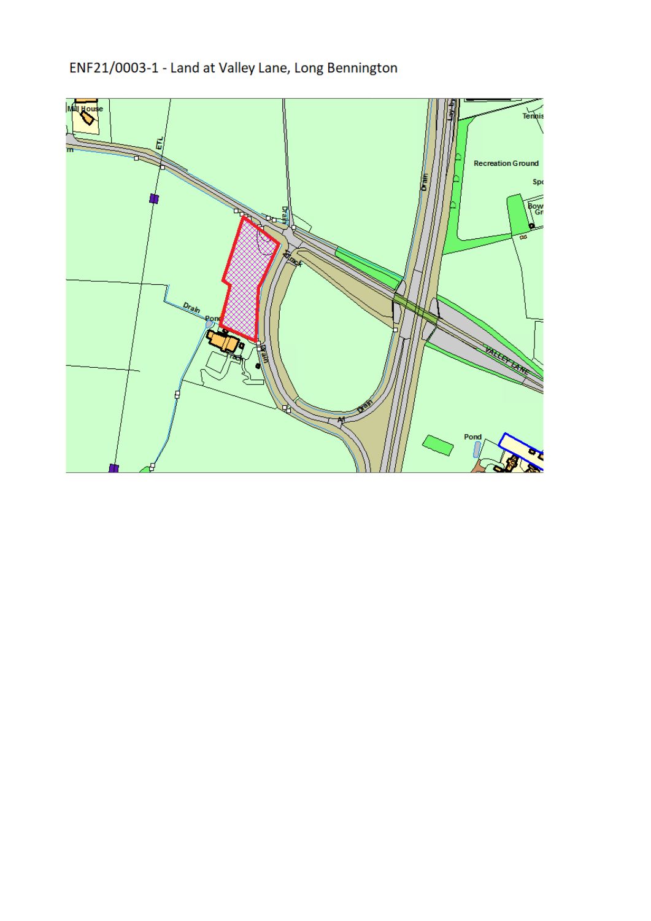ENF21/0003-1 - Land at Valley Lane, Long Bennington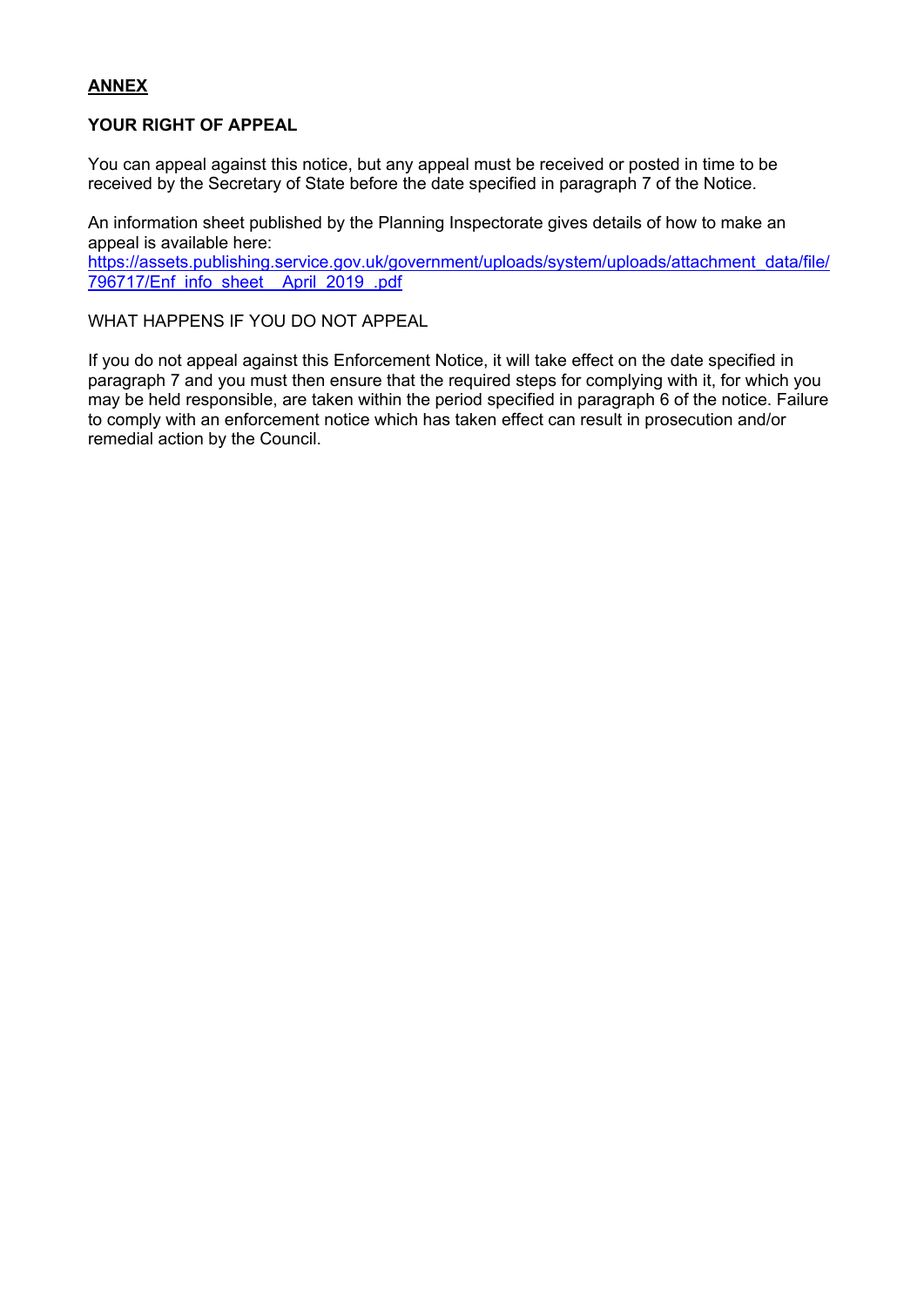## **ANNEX**

### YOUR RIGHT OF APPEAL

You can appeal against this notice, but any appeal must be received or posted in time to be received by the Secretary of State before the date specified in paragraph 7 of the Notice.

An information sheet published by the Planning Inspectorate gives details of how to make an appeal is available here:
[https://assets.publishing.service.gov.uk/government/uploads/system/uploads/attachment_data/file/796717/Enf_info_sheet__April_2019_.pdf](https://assets.publishing.service.gov.uk/government/uploads/system/uploads/attachment_data/file/796717/Enf_info_sheet__April_2019_.pdf)

WHAT HAPPENS IF YOU DO NOT APPEAL

If you do not appeal against this Enforcement Notice, it will take effect on the date specified in paragraph 7 and you must then ensure that the required steps for complying with it, for which you may be held responsible, are taken within the period specified in paragraph 6 of the notice. Failure to comply with an enforcement notice which has taken effect can result in prosecution and/or remedial action by the Council.